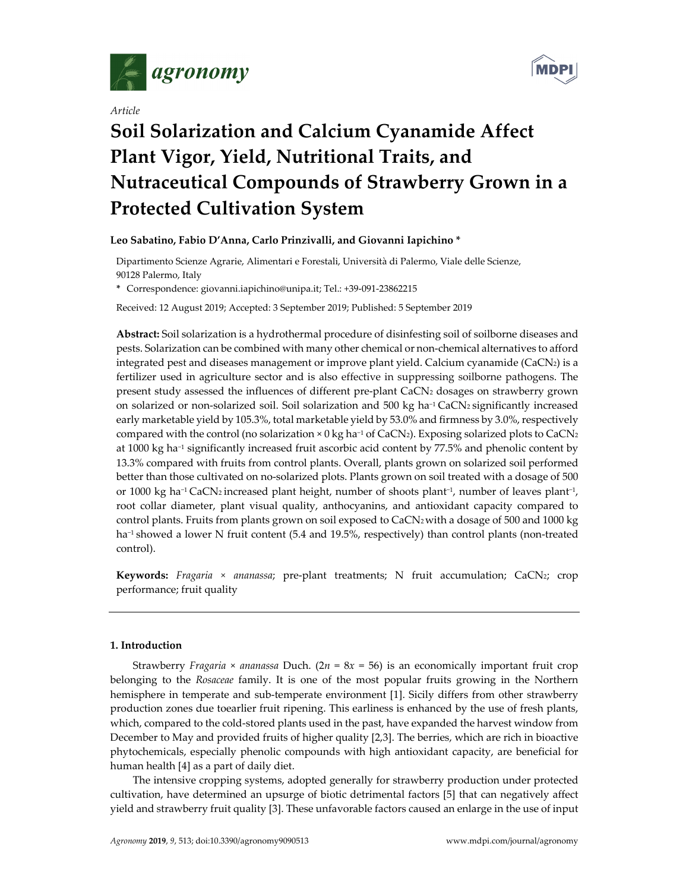*Article*

# Soil Solarization and Calcium Cyanamide Affect Plant Vigor, Yield, Nutritional Traits, and Nutraceutical Compounds of Strawberry Grown in a Protected Cultivation System

**Leo Sabatino, Fabio D'Anna, Carlo Prinzivalli, and Giovanni Iapichino ***

Dipartimento Scienze Agrarie, Alimentari e Forestali, Università di Palermo, Viale delle Scienze, 90128 Palermo, Italy

* Correspondence: giovanni.iapichino@unipa.it; Tel.: +39-091-23862215

Received: 12 August 2019; Accepted: 3 September 2019; Published: 5 September 2019

**Abstract:** Soil solarization is a hydrothermal procedure of disinfesting soil of soilborne diseases and pests. Solarization can be combined with many other chemical or non-chemical alternatives to afford integrated pest and diseases management or improve plant yield. Calcium cyanamide ($CaCN_2$) is a fertilizer used in agriculture sector and is also effective in suppressing soilborne pathogens. The present study assessed the influences of different pre-plant $CaCN_2$ dosages on strawberry grown on solarized or non-solarized soil. Soil solarization and 500 kg ha$^{-1}$ $CaCN_2$ significantly increased early marketable yield by 105.3%, total marketable yield by 53.0% and firmness by 3.0%, respectively compared with the control (no solarization × 0 kg ha$^{-1}$ of $CaCN_2$). Exposing solarized plots to $CaCN_2$ at 1000 kg ha$^{-1}$ significantly increased fruit ascorbic acid content by 77.5% and phenolic content by 13.3% compared with fruits from control plants. Overall, plants grown on solarized soil performed better than those cultivated on no-solarized plots. Plants grown on soil treated with a dosage of 500 or 1000 kg ha$^{-1}$ $CaCN_2$ increased plant height, number of shoots plant$^{-1}$, number of leaves plant$^{-1}$, root collar diameter, plant visual quality, anthocyanins, and antioxidant capacity compared to control plants. Fruits from plants grown on soil exposed to $CaCN_2$ with a dosage of 500 and 1000 kg ha$^{-1}$ showed a lower N fruit content (5.4 and 19.5%, respectively) than control plants (non-treated control).

**Keywords:** *Fragaria* × *ananassa*; pre-plant treatments; N fruit accumulation; $CaCN_2$; crop performance; fruit quality

## 1. Introduction

Strawberry *Fragaria* × *ananassa* Duch. ($2n = 8x = 56$) is an economically important fruit crop belonging to the *Rosaceae* family. It is one of the most popular fruits growing in the Northern hemisphere in temperate and sub-temperate environment [1]. Sicily differs from other strawberry production zones due toearlier fruit ripening. This earliness is enhanced by the use of fresh plants, which, compared to the cold-stored plants used in the past, have expanded the harvest window from December to May and provided fruits of higher quality [2,3]. The berries, which are rich in bioactive phytochemicals, especially phenolic compounds with high antioxidant capacity, are beneficial for human health [4] as a part of daily diet.

The intensive cropping systems, adopted generally for strawberry production under protected cultivation, have determined an upsurge of biotic detrimental factors [5] that can negatively affect yield and strawberry fruit quality [3]. These unfavorable factors caused an enlarge in the use of input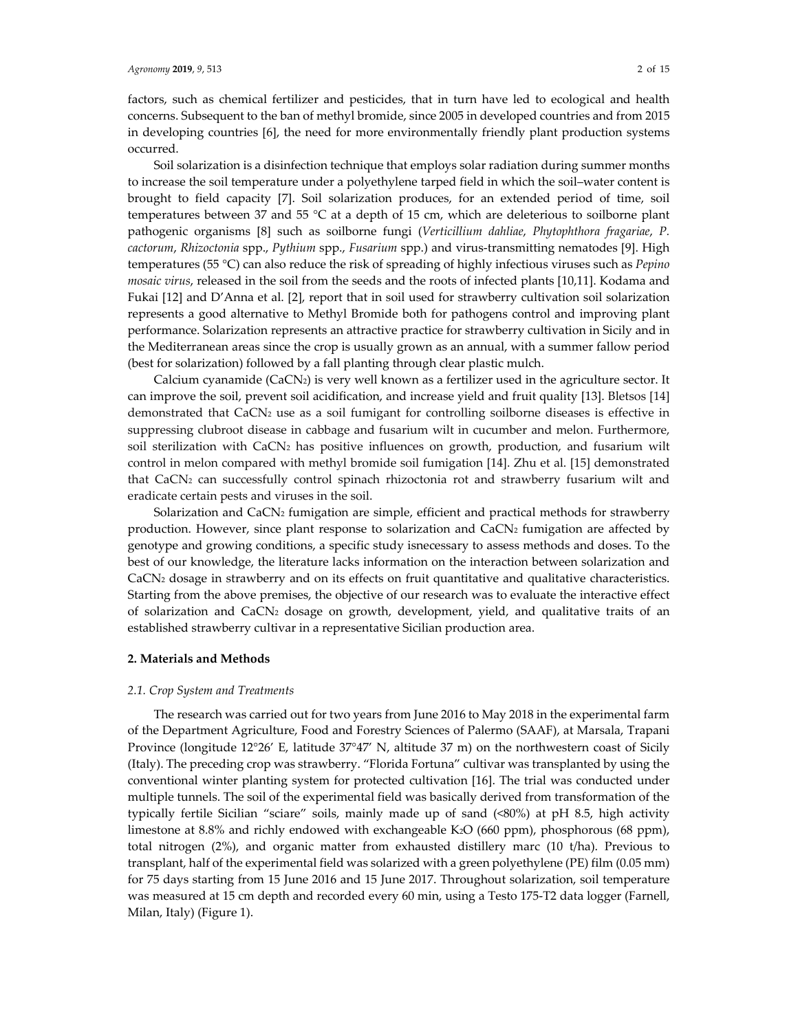factors, such as chemical fertilizer and pesticides, that in turn have led to ecological and health concerns. Subsequent to the ban of methyl bromide, since 2005 in developed countries and from 2015 in developing countries [6], the need for more environmentally friendly plant production systems occurred.

Soil solarization is a disinfection technique that employs solar radiation during summer months to increase the soil temperature under a polyethylene tarped field in which the soil–water content is brought to field capacity [7]. Soil solarization produces, for an extended period of time, soil temperatures between 37 and 55 °C at a depth of 15 cm, which are deleterious to soilborne plant pathogenic organisms [8] such as soilborne fungi (*Verticillium dahliae*, *Phytophthora fragariae*, *P. cactorum*, *Rhizoctonia* spp., *Pythium* spp., *Fusarium* spp.) and virus-transmitting nematodes [9]. High temperatures (55 °C) can also reduce the risk of spreading of highly infectious viruses such as *Pepino mosaic virus*, released in the soil from the seeds and the roots of infected plants [10,11]. Kodama and Fukai [12] and D'Anna et al. [2], report that in soil used for strawberry cultivation soil solarization represents a good alternative to Methyl Bromide both for pathogens control and improving plant performance. Solarization represents an attractive practice for strawberry cultivation in Sicily and in the Mediterranean areas since the crop is usually grown as an annual, with a summer fallow period (best for solarization) followed by a fall planting through clear plastic mulch.

Calcium cyanamide ($CaCN_2$) is very well known as a fertilizer used in the agriculture sector. It can improve the soil, prevent soil acidification, and increase yield and fruit quality [13]. Bletsos [14] demonstrated that $CaCN_2$ use as a soil fumigant for controlling soilborne diseases is effective in suppressing clubroot disease in cabbage and fusarium wilt in cucumber and melon. Furthermore, soil sterilization with $CaCN_2$ has positive influences on growth, production, and fusarium wilt control in melon compared with methyl bromide soil fumigation [14]. Zhu et al. [15] demonstrated that $CaCN_2$ can successfully control spinach rhizoctonia rot and strawberry fusarium wilt and eradicate certain pests and viruses in the soil.

Solarization and $CaCN_2$ fumigation are simple, efficient and practical methods for strawberry production. However, since plant response to solarization and $CaCN_2$ fumigation are affected by genotype and growing conditions, a specific study isnecessary to assess methods and doses. To the best of our knowledge, the literature lacks information on the interaction between solarization and $CaCN_2$ dosage in strawberry and on its effects on fruit quantitative and qualitative characteristics. Starting from the above premises, the objective of our research was to evaluate the interactive effect of solarization and $CaCN_2$ dosage on growth, development, yield, and qualitative traits of an established strawberry cultivar in a representative Sicilian production area.

## 2. Materials and Methods

### *2.1. Crop System and Treatments*

The research was carried out for two years from June 2016 to May 2018 in the experimental farm of the Department Agriculture, Food and Forestry Sciences of Palermo (SAAF), at Marsala, Trapani Province (longitude 12°26′ E, latitude 37°47′ N, altitude 37 m) on the northwestern coast of Sicily (Italy). The preceding crop was strawberry. "Florida Fortuna" cultivar was transplanted by using the conventional winter planting system for protected cultivation [16]. The trial was conducted under multiple tunnels. The soil of the experimental field was basically derived from transformation of the typically fertile Sicilian "sciare" soils, mainly made up of sand (<80%) at pH 8.5, high activity limestone at 8.8% and richly endowed with exchangeable $K_2O$ (660 ppm), phosphorous (68 ppm), total nitrogen (2%), and organic matter from exhausted distillery marc (10 t/ha). Previous to transplant, half of the experimental field was solarized with a green polyethylene (PE) film (0.05 mm) for 75 days starting from 15 June 2016 and 15 June 2017. Throughout solarization, soil temperature was measured at 15 cm depth and recorded every 60 min, using a Testo 175-T2 data logger (Farnell, Milan, Italy) (Figure 1).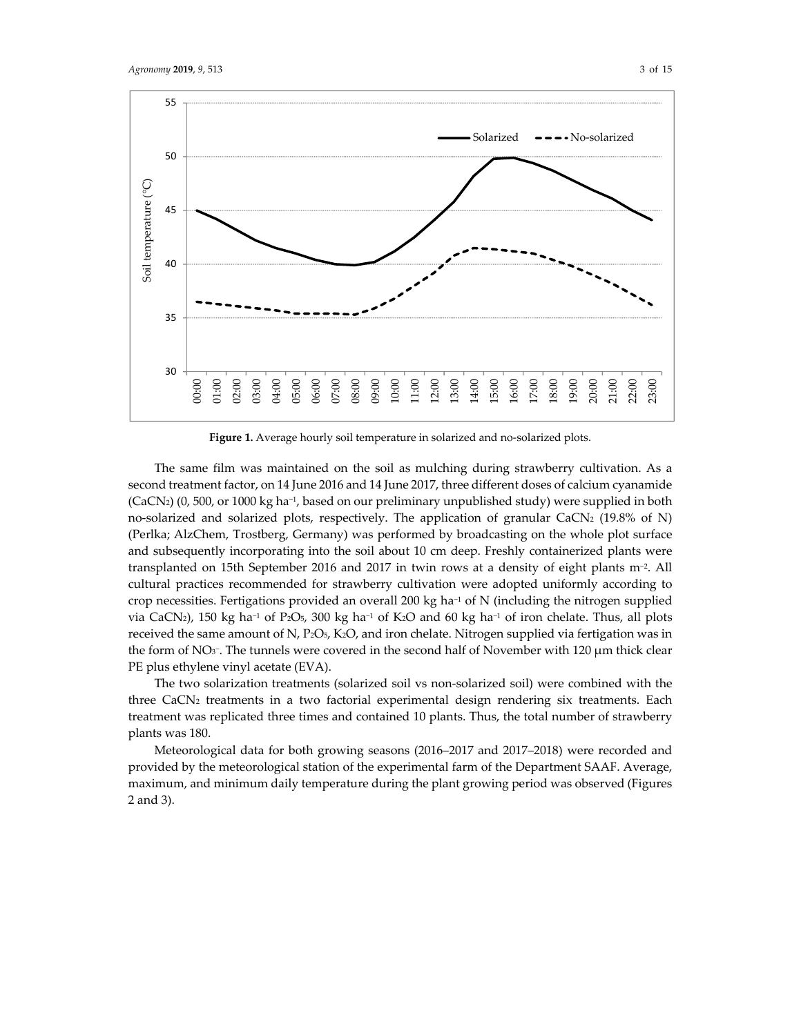Figure 1. Average hourly soil temperature in solarized and no-solarized plots.

The same film was maintained on the soil as mulching during strawberry cultivation. As a second treatment factor, on 14 June 2016 and 14 June 2017, three different doses of calcium cyanamide ($CaCN_2$) (0, 500, or 1000 kg ha$^{-1}$, based on our preliminary unpublished study) were supplied in both no-solarized and solarized plots, respectively. The application of granular $CaCN_2$ (19.8% of N) (Perlka; AlzChem, Trostberg, Germany) was performed by broadcasting on the whole plot surface and subsequently incorporating into the soil about 10 cm deep. Freshly containerized plants were transplanted on 15th September 2016 and 2017 in twin rows at a density of eight plants m$^{-2}$. All cultural practices recommended for strawberry cultivation were adopted uniformly according to crop necessities. Fertigations provided an overall 200 kg ha$^{-1}$ of N (including the nitrogen supplied via $CaCN_2$), 150 kg ha$^{-1}$ of $P_2O_5$, 300 kg ha$^{-1}$ of $K_2O$ and 60 kg ha$^{-1}$ of iron chelate. Thus, all plots received the same amount of N, $P_2O_5$, $K_2O$, and iron chelate. Nitrogen supplied via fertigation was in the form of $NO_3^-$. The tunnels were covered in the second half of November with 120 μm thick clear PE plus ethylene vinyl acetate (EVA).

The two solarization treatments (solarized soil vs non-solarized soil) were combined with the three $CaCN_2$ treatments in a two factorial experimental design rendering six treatments. Each treatment was replicated three times and contained 10 plants. Thus, the total number of strawberry plants was 180.

Meteorological data for both growing seasons (2016–2017 and 2017–2018) were recorded and provided by the meteorological station of the experimental farm of the Department SAAF. Average, maximum, and minimum daily temperature during the plant growing period was observed (Figures 2 and 3).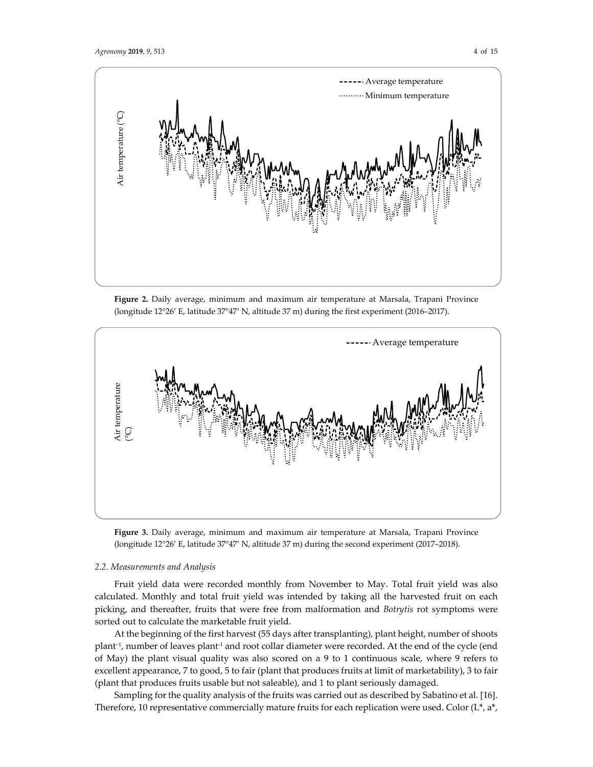**Figure 2.** Daily average, minimum and maximum air temperature at Marsala, Trapani Province (longitude 12°26′ E, latitude 37°47′ N, altitude 37 m) during the first experiment (2016–2017).

**Figure 3.** Daily average, minimum and maximum air temperature at Marsala, Trapani Province (longitude 12°26′ E, latitude 37°47′ N, altitude 37 m) during the second experiment (2017–2018).

### 2.2. Measurements and Analysis

Fruit yield data were recorded monthly from November to May. Total fruit yield was also calculated. Monthly and total fruit yield was intended by taking all the harvested fruit on each picking, and thereafter, fruits that were free from malformation and *Botrytis* rot symptoms were sorted out to calculate the marketable fruit yield.

At the beginning of the first harvest (55 days after transplanting), plant height, number of shoots plant$^{-1}$, number of leaves plant$^{-1}$ and root collar diameter were recorded. At the end of the cycle (end of May) the plant visual quality was also scored on a 9 to 1 continuous scale, where 9 refers to excellent appearance, 7 to good, 5 to fair (plant that produces fruits at limit of marketability), 3 to fair (plant that produces fruits usable but not saleable), and 1 to plant seriously damaged.

Sampling for the quality analysis of the fruits was carried out as described by Sabatino et al. [16]. Therefore, 10 representative commercially mature fruits for each replication were used. Color (L*, a*,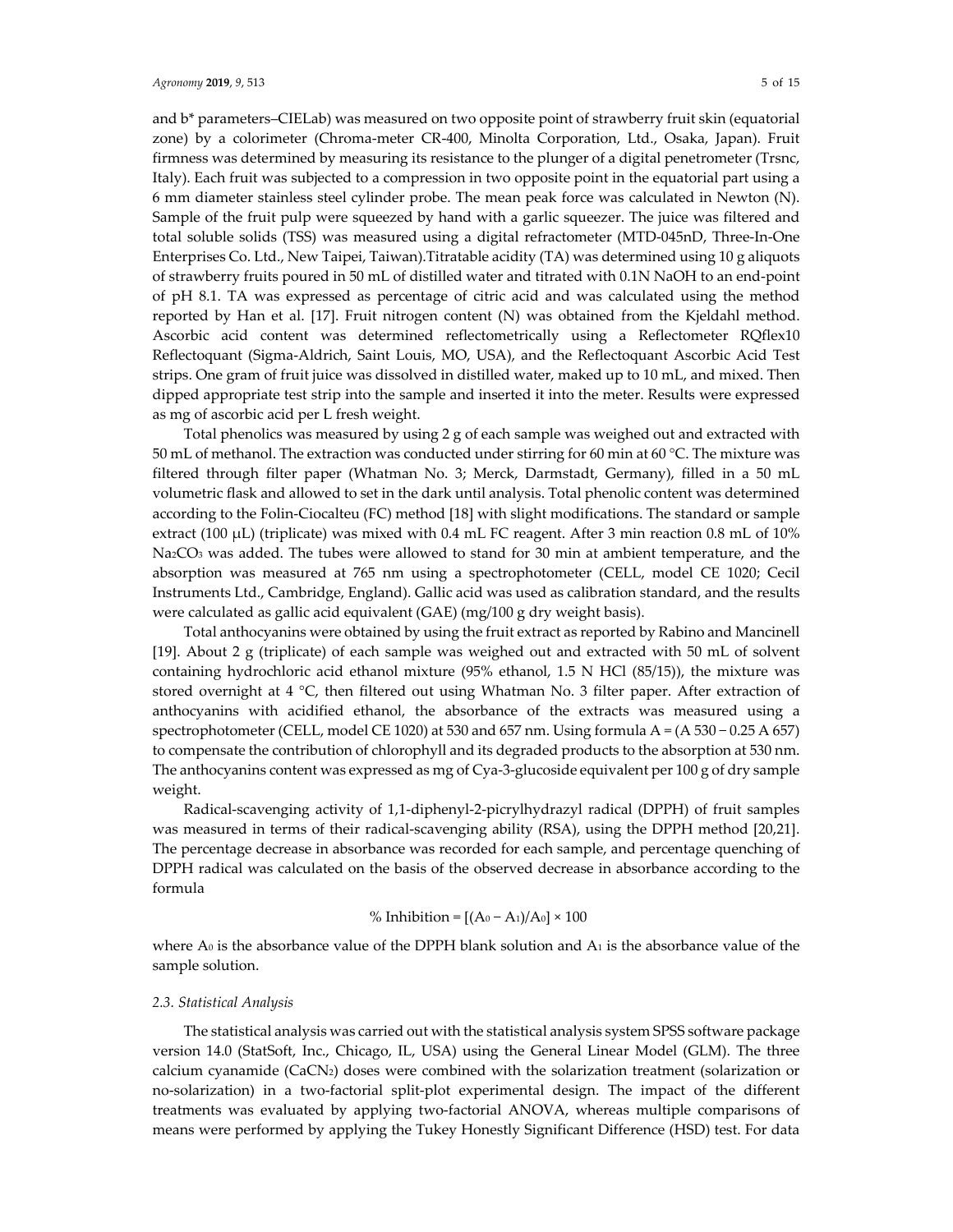and b* parameters–CIELab) was measured on two opposite point of strawberry fruit skin (equatorial zone) by a colorimeter (Chroma-meter CR-400, Minolta Corporation, Ltd., Osaka, Japan). Fruit firmness was determined by measuring its resistance to the plunger of a digital penetrometer (Trsnc, Italy). Each fruit was subjected to a compression in two opposite point in the equatorial part using a 6 mm diameter stainless steel cylinder probe. The mean peak force was calculated in Newton (N). Sample of the fruit pulp were squeezed by hand with a garlic squeezer. The juice was filtered and total soluble solids (TSS) was measured using a digital refractometer (MTD-045nD, Three-In-One Enterprises Co. Ltd., New Taipei, Taiwan).Titratable acidity (TA) was determined using 10 g aliquots of strawberry fruits poured in 50 mL of distilled water and titrated with 0.1N NaOH to an end-point of pH 8.1. TA was expressed as percentage of citric acid and was calculated using the method reported by Han et al. [17]. Fruit nitrogen content (N) was obtained from the Kjeldahl method. Ascorbic acid content was determined reflectometrically using a Reflectometer RQflex10 Reflectoquant (Sigma-Aldrich, Saint Louis, MO, USA), and the Reflectoquant Ascorbic Acid Test strips. One gram of fruit juice was dissolved in distilled water, maked up to 10 mL, and mixed. Then dipped appropriate test strip into the sample and inserted it into the meter. Results were expressed as mg of ascorbic acid per L fresh weight.

Total phenolics was measured by using 2 g of each sample was weighed out and extracted with 50 mL of methanol. The extraction was conducted under stirring for 60 min at 60 °C. The mixture was filtered through filter paper (Whatman No. 3; Merck, Darmstadt, Germany), filled in a 50 mL volumetric flask and allowed to set in the dark until analysis. Total phenolic content was determined according to the Folin-Ciocalteu (FC) method [18] with slight modifications. The standard or sample extract (100 μL) (triplicate) was mixed with 0.4 mL FC reagent. After 3 min reaction 0.8 mL of 10% $Na_2CO_3$ was added. The tubes were allowed to stand for 30 min at ambient temperature, and the absorption was measured at 765 nm using a spectrophotometer (CELL, model CE 1020; Cecil Instruments Ltd., Cambridge, England). Gallic acid was used as calibration standard, and the results were calculated as gallic acid equivalent (GAE) (mg/100 g dry weight basis).

Total anthocyanins were obtained by using the fruit extract as reported by Rabino and Mancinell [19]. About 2 g (triplicate) of each sample was weighed out and extracted with 50 mL of solvent containing hydrochloric acid ethanol mixture (95% ethanol, 1.5 N HCl (85/15)), the mixture was stored overnight at 4 °C, then filtered out using Whatman No. 3 filter paper. After extraction of anthocyanins with acidified ethanol, the absorbance of the extracts was measured using a spectrophotometer (CELL, model CE 1020) at 530 and 657 nm. Using formula $A = (A_{530} - 0.25\ A_{657})$ to compensate the contribution of chlorophyll and its degraded products to the absorption at 530 nm. The anthocyanins content was expressed as mg of Cya-3-glucoside equivalent per 100 g of dry sample weight.

Radical-scavenging activity of 1,1-diphenyl-2-picrylhydrazyl radical (DPPH) of fruit samples was measured in terms of their radical-scavenging ability (RSA), using the DPPH method [20,21]. The percentage decrease in absorbance was recorded for each sample, and percentage quenching of DPPH radical was calculated on the basis of the observed decrease in absorbance according to the formula

$$\%\ \text{Inhibition} = [(A_0 - A_1)/A_0] \times 100$$

where $A_0$ is the absorbance value of the DPPH blank solution and $A_1$ is the absorbance value of the sample solution.

### 2.3. Statistical Analysis

The statistical analysis was carried out with the statistical analysis system SPSS software package version 14.0 (StatSoft, Inc., Chicago, IL, USA) using the General Linear Model (GLM). The three calcium cyanamide ($CaCN_2$) doses were combined with the solarization treatment (solarization or no-solarization) in a two-factorial split-plot experimental design. The impact of the different treatments was evaluated by applying two-factorial ANOVA, whereas multiple comparisons of means were performed by applying the Tukey Honestly Significant Difference (HSD) test. For data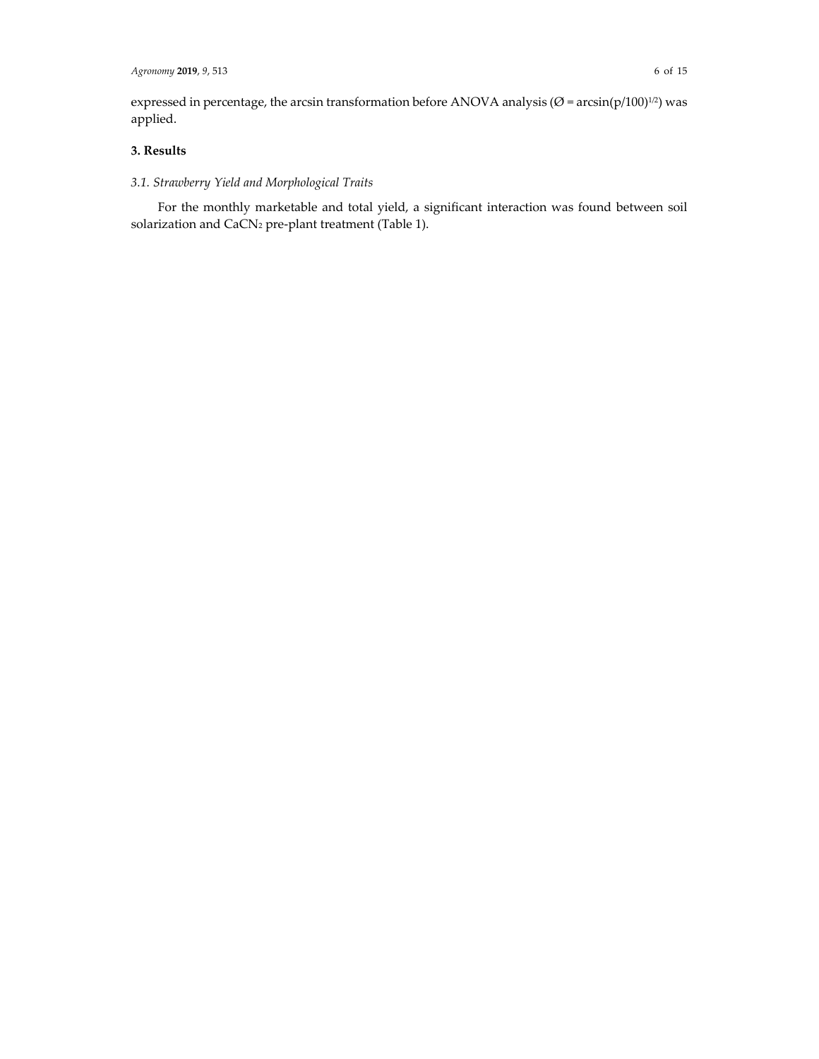expressed in percentage, the arcsin transformation before ANOVA analysis ($Ø = \arcsin(p/100)^{1/2}$) was applied.

## 3. Results

### *3.1. Strawberry Yield and Morphological Traits*

For the monthly marketable and total yield, a significant interaction was found between soil solarization and $CaCN_2$ pre-plant treatment (Table 1).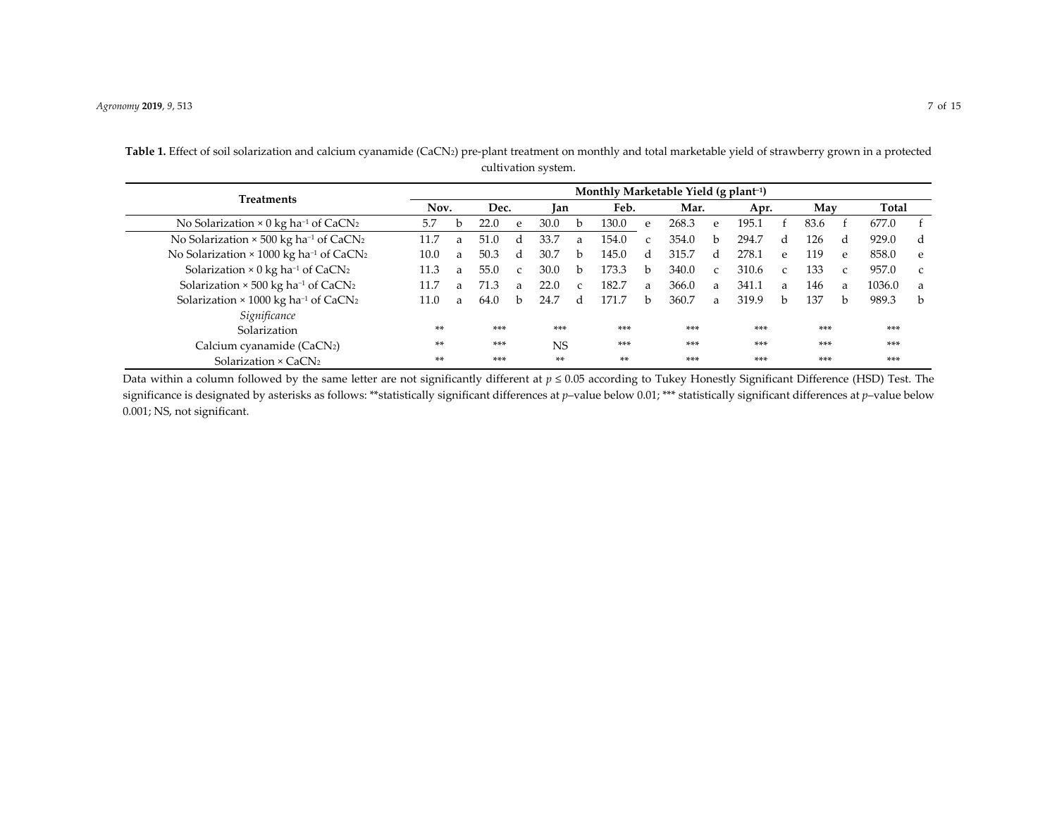**Table 1.** Effect of soil solarization and calcium cyanamide ($CaCN_2$) pre-plant treatment on monthly and total marketable yield of strawberry grown in a protected cultivation system.

| Treatments | Monthly Marketable Yield (g plant$^{-1}$) | | | | | | | | | | | | | | | |
|---|---|---|---|---|---|---|---|---|---|---|---|---|---|---|---|---|
| | Nov. | | Dec. | | Jan | | Feb. | | Mar. | | Apr. | | May | | Total | |
| No Solarization × 0 kg ha$^{-1}$ of $CaCN_2$ | 5.7 | b | 22.0 | e | 30.0 | b | 130.0 | e | 268.3 | e | 195.1 | f | 83.6 | f | 677.0 | f |
| No Solarization × 500 kg ha$^{-1}$ of $CaCN_2$ | 11.7 | a | 51.0 | d | 33.7 | a | 154.0 | c | 354.0 | b | 294.7 | d | 126 | d | 929.0 | d |
| No Solarization × 1000 kg ha$^{-1}$ of $CaCN_2$ | 10.0 | a | 50.3 | d | 30.7 | b | 145.0 | d | 315.7 | d | 278.1 | e | 119 | e | 858.0 | e |
| Solarization × 0 kg ha$^{-1}$ of $CaCN_2$ | 11.3 | a | 55.0 | c | 30.0 | b | 173.3 | b | 340.0 | c | 310.6 | c | 133 | c | 957.0 | c |
| Solarization × 500 kg ha$^{-1}$ of $CaCN_2$ | 11.7 | a | 71.3 | a | 22.0 | c | 182.7 | a | 366.0 | a | 341.1 | a | 146 | a | 1036.0 | a |
| Solarization × 1000 kg ha$^{-1}$ of $CaCN_2$ | 11.0 | a | 64.0 | b | 24.7 | d | 171.7 | b | 360.7 | a | 319.9 | b | 137 | b | 989.3 | b |
| *Significance* | | | | | | | | | | | | | | | | |
| Solarization | ** | | *** | | *** | | *** | | *** | | *** | | *** | | *** | |
| Calcium cyanamide ($CaCN_2$) | ** | | *** | | NS | | *** | | *** | | *** | | *** | | *** | |
| Solarization × $CaCN_2$ | ** | | *** | | ** | | ** | | *** | | *** | | *** | | *** | |

Data within a column followed by the same letter are not significantly different at $p \leq 0.05$ according to Tukey Honestly Significant Difference (HSD) Test. The significance is designated by asterisks as follows: **statistically significant differences at *p*–value below 0.01; *** statistically significant differences at *p*–value below 0.001; NS, not significant.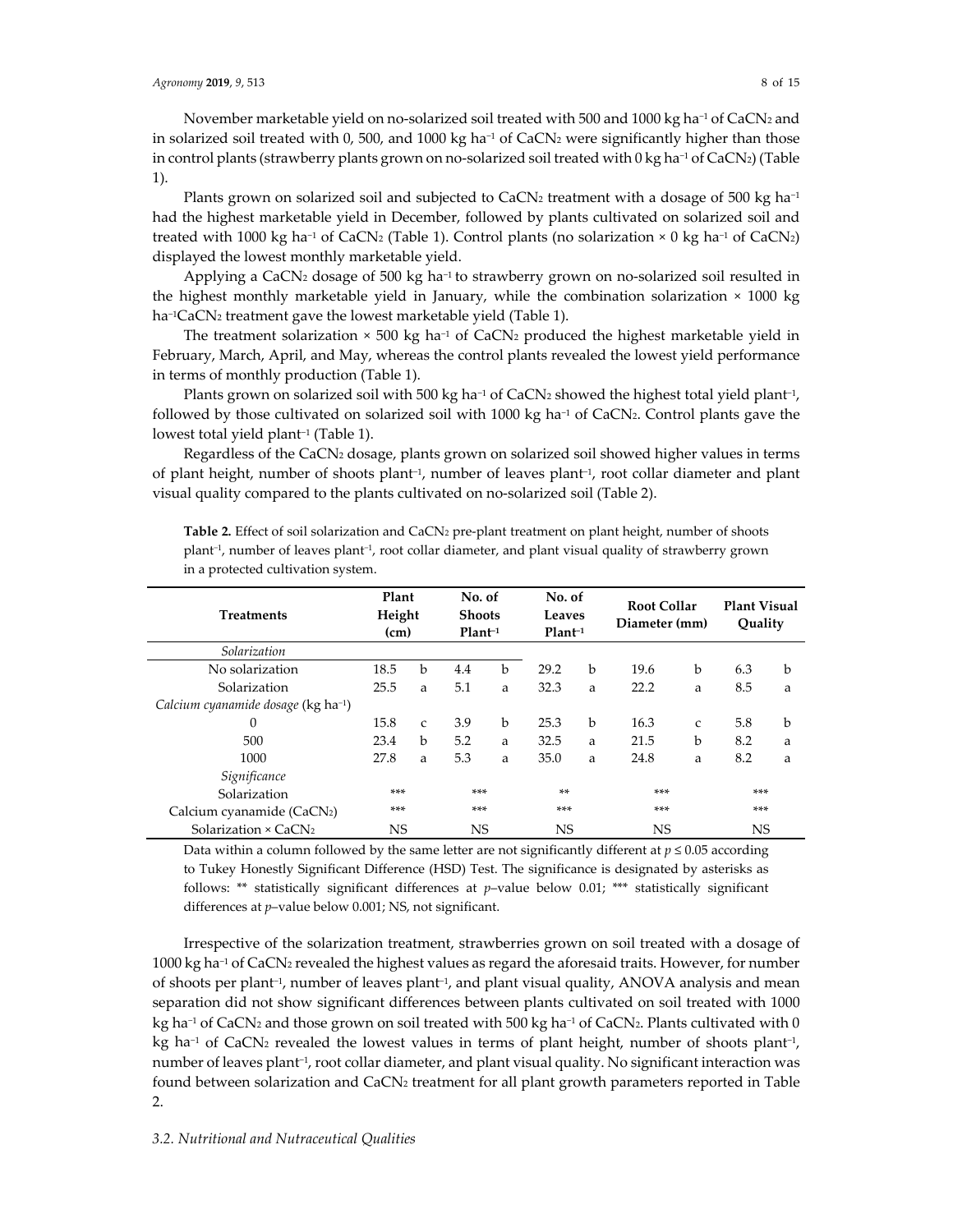November marketable yield on no-solarized soil treated with 500 and 1000 kg ha$^{-1}$ of $CaCN_2$ and in solarized soil treated with 0, 500, and 1000 kg ha$^{-1}$ of $CaCN_2$ were significantly higher than those in control plants (strawberry plants grown on no-solarized soil treated with 0 kg ha$^{-1}$ of $CaCN_2$) (Table 1).

Plants grown on solarized soil and subjected to $CaCN_2$ treatment with a dosage of 500 kg ha$^{-1}$ had the highest marketable yield in December, followed by plants cultivated on solarized soil and treated with 1000 kg ha$^{-1}$ of $CaCN_2$ (Table 1). Control plants (no solarization × 0 kg ha$^{-1}$ of $CaCN_2$) displayed the lowest monthly marketable yield.

Applying a $CaCN_2$ dosage of 500 kg ha$^{-1}$ to strawberry grown on no-solarized soil resulted in the highest monthly marketable yield in January, while the combination solarization × 1000 kg ha$^{-1}$ $CaCN_2$ treatment gave the lowest marketable yield (Table 1).

The treatment solarization × 500 kg ha$^{-1}$ of $CaCN_2$ produced the highest marketable yield in February, March, April, and May, whereas the control plants revealed the lowest yield performance in terms of monthly production (Table 1).

Plants grown on solarized soil with 500 kg ha$^{-1}$ of $CaCN_2$ showed the highest total yield plant$^{-1}$, followed by those cultivated on solarized soil with 1000 kg ha$^{-1}$ of $CaCN_2$. Control plants gave the lowest total yield plant$^{-1}$ (Table 1).

Regardless of the $CaCN_2$ dosage, plants grown on solarized soil showed higher values in terms of plant height, number of shoots plant$^{-1}$, number of leaves plant$^{-1}$, root collar diameter and plant visual quality compared to the plants cultivated on no-solarized soil (Table 2).

**Table 2.** Effect of soil solarization and $CaCN_2$ pre-plant treatment on plant height, number of shoots plant$^{-1}$, number of leaves plant$^{-1}$, root collar diameter, and plant visual quality of strawberry grown in a protected cultivation system.

| Treatments | Plant Height (cm) | | No. of Shoots Plant$^{-1}$ | | No. of Leaves Plant$^{-1}$ | | Root Collar Diameter (mm) | | Plant Visual Quality | |
|---|---|---|---|---|---|---|---|---|---|---|
| *Solarization* | | | | | | | | | | |
| No solarization | 18.5 | b | 4.4 | b | 29.2 | b | 19.6 | b | 6.3 | b |
| Solarization | 25.5 | a | 5.1 | a | 32.3 | a | 22.2 | a | 8.5 | a |
| *Calcium cyanamide dosage* (kg ha$^{-1}$) | | | | | | | | | | |
| 0 | 15.8 | c | 3.9 | b | 25.3 | b | 16.3 | c | 5.8 | b |
| 500 | 23.4 | b | 5.2 | a | 32.5 | a | 21.5 | b | 8.2 | a |
| 1000 | 27.8 | a | 5.3 | a | 35.0 | a | 24.8 | a | 8.2 | a |
| *Significance* | | | | | | | | | | |
| Solarization | *** | | *** | | ** | | *** | | *** | |
| Calcium cyanamide ($CaCN_2$) | *** | | *** | | *** | | *** | | *** | |
| Solarization × $CaCN_2$ | NS | | NS | | NS | | NS | | NS | |

Data within a column followed by the same letter are not significantly different at $p \leq 0.05$ according to Tukey Honestly Significant Difference (HSD) Test. The significance is designated by asterisks as follows: ** statistically significant differences at *p*–value below 0.01; *** statistically significant differences at *p*–value below 0.001; NS, not significant.

Irrespective of the solarization treatment, strawberries grown on soil treated with a dosage of 1000 kg ha$^{-1}$ of $CaCN_2$ revealed the highest values as regard the aforesaid traits. However, for number of shoots per plant$^{-1}$, number of leaves plant$^{-1}$, and plant visual quality, ANOVA analysis and mean separation did not show significant differences between plants cultivated on soil treated with 1000 kg ha$^{-1}$ of $CaCN_2$ and those grown on soil treated with 500 kg ha$^{-1}$ of $CaCN_2$. Plants cultivated with 0 kg ha$^{-1}$ of $CaCN_2$ revealed the lowest values in terms of plant height, number of shoots plant$^{-1}$, number of leaves plant$^{-1}$, root collar diameter, and plant visual quality. No significant interaction was found between solarization and $CaCN_2$ treatment for all plant growth parameters reported in Table 2.

### *3.2. Nutritional and Nutraceutical Qualities*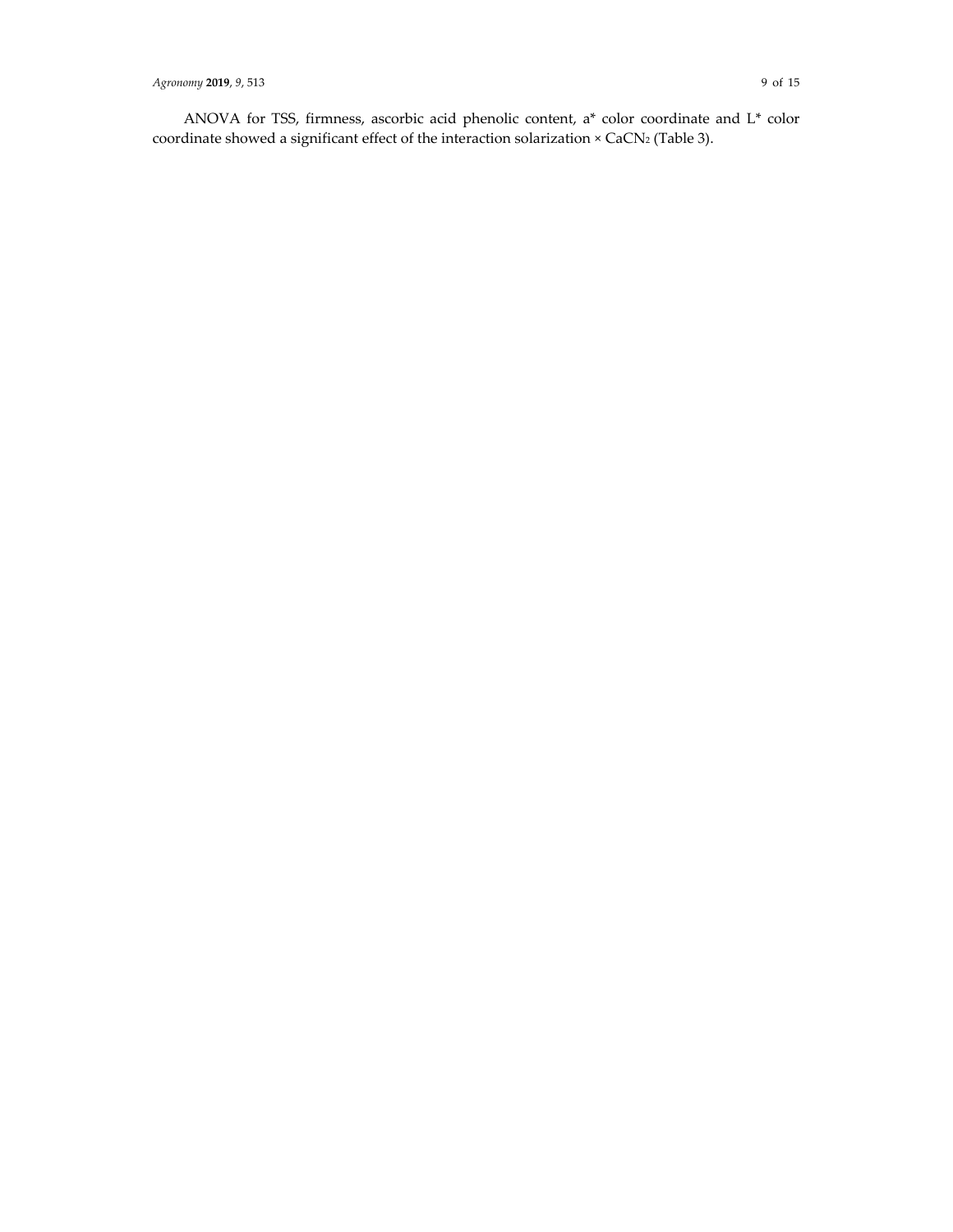ANOVA for TSS, firmness, ascorbic acid phenolic content, a* color coordinate and L* color coordinate showed a significant effect of the interaction solarization × $CaCN_2$ (Table 3).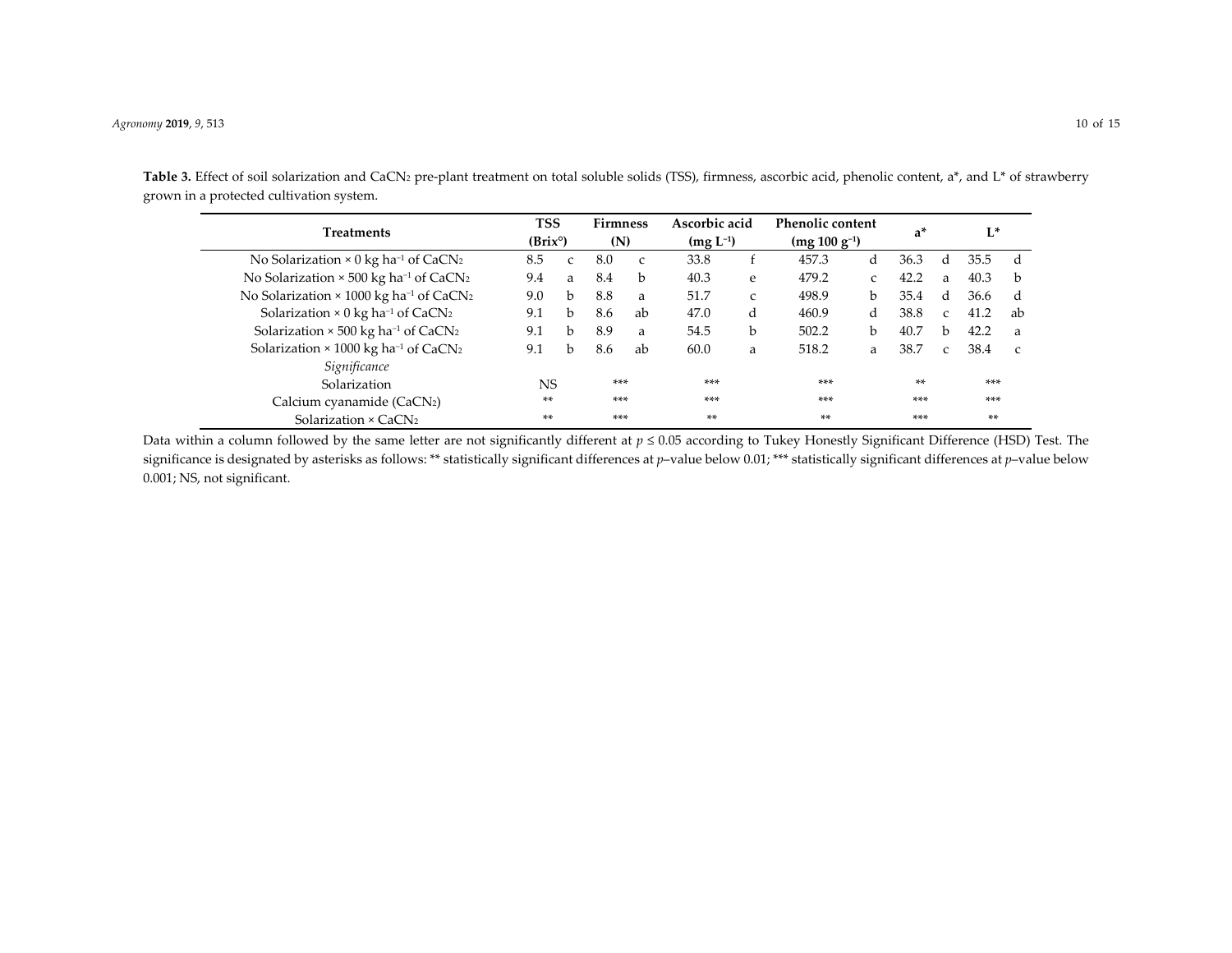**Table 3.** Effect of soil solarization and $CaCN_2$ pre-plant treatment on total soluble solids (TSS), firmness, ascorbic acid, phenolic content, a*, and L* of strawberry grown in a protected cultivation system.

| Treatments | TSS (Brix°) | | Firmness (N) | | Ascorbic acid (mg $L^{-1}$) | | Phenolic content (mg 100 $g^{-1}$) | | a* | | L* | |
|---|---|---|---|---|---|---|---|---|---|---|---|---|
| No Solarization × 0 kg $ha^{-1}$ of $CaCN_2$ | 8.5 | c | 8.0 | c | 33.8 | f | 457.3 | d | 36.3 | d | 35.5 | d |
| No Solarization × 500 kg $ha^{-1}$ of $CaCN_2$ | 9.4 | a | 8.4 | b | 40.3 | e | 479.2 | c | 42.2 | a | 40.3 | b |
| No Solarization × 1000 kg $ha^{-1}$ of $CaCN_2$ | 9.0 | b | 8.8 | a | 51.7 | c | 498.9 | b | 35.4 | d | 36.6 | d |
| Solarization × 0 kg $ha^{-1}$ of $CaCN_2$ | 9.1 | b | 8.6 | ab | 47.0 | d | 460.9 | d | 38.8 | c | 41.2 | ab |
| Solarization × 500 kg $ha^{-1}$ of $CaCN_2$ | 9.1 | b | 8.9 | a | 54.5 | b | 502.2 | b | 40.7 | b | 42.2 | a |
| Solarization × 1000 kg $ha^{-1}$ of $CaCN_2$ | 9.1 | b | 8.6 | ab | 60.0 | a | 518.2 | a | 38.7 | c | 38.4 | c |
| *Significance* | | | | | | | | | | | | |
| Solarization | NS | | *** | | *** | | *** | | ** | | *** | |
| Calcium cyanamide ($CaCN_2$) | ** | | *** | | *** | | *** | | *** | | *** | |
| Solarization × $CaCN_2$ | ** | | *** | | ** | | ** | | *** | | ** | |

Data within a column followed by the same letter are not significantly different at $p \leq 0.05$ according to Tukey Honestly Significant Difference (HSD) Test. The significance is designated by asterisks as follows: ** statistically significant differences at $p$–value below 0.01; *** statistically significant differences at $p$–value below 0.001; NS, not significant.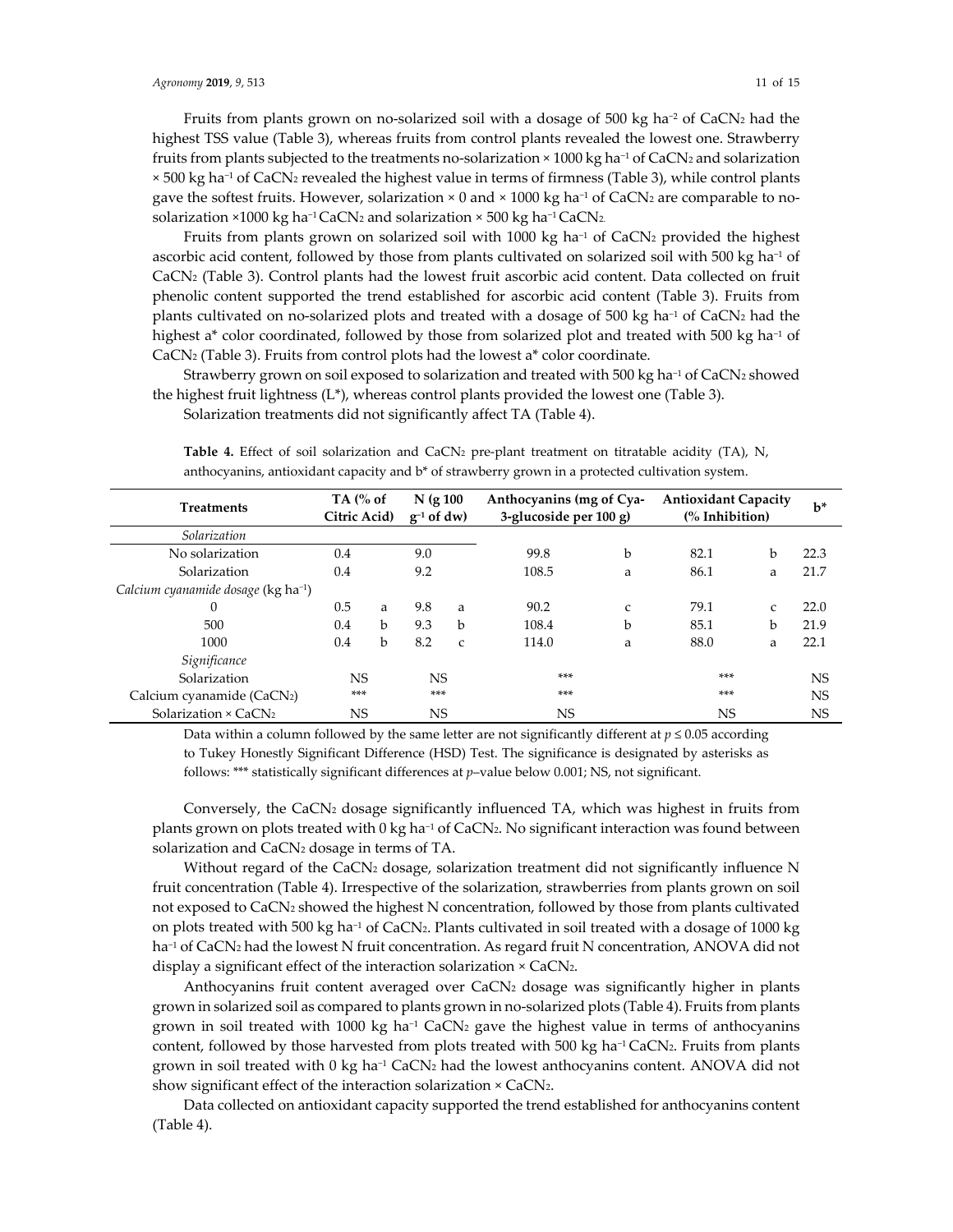Fruits from plants grown on no-solarized soil with a dosage of 500 kg ha$^{-2}$ of $CaCN_2$ had the highest TSS value (Table 3), whereas fruits from control plants revealed the lowest one. Strawberry fruits from plants subjected to the treatments no-solarization × 1000 kg ha$^{-1}$ of $CaCN_2$ and solarization × 500 kg ha$^{-1}$ of $CaCN_2$ revealed the highest value in terms of firmness (Table 3), while control plants gave the softest fruits. However, solarization × 0 and × 1000 kg ha$^{-1}$ of $CaCN_2$ are comparable to no-solarization ×1000 kg ha$^{-1}$ $CaCN_2$ and solarization × 500 kg ha$^{-1}$ $CaCN_2$.

Fruits from plants grown on solarized soil with 1000 kg ha$^{-1}$ of $CaCN_2$ provided the highest ascorbic acid content, followed by those from plants cultivated on solarized soil with 500 kg ha$^{-1}$ of $CaCN_2$ (Table 3). Control plants had the lowest fruit ascorbic acid content. Data collected on fruit phenolic content supported the trend established for ascorbic acid content (Table 3). Fruits from plants cultivated on no-solarized plots and treated with a dosage of 500 kg ha$^{-1}$ of $CaCN_2$ had the highest a* color coordinated, followed by those from solarized plot and treated with 500 kg ha$^{-1}$ of $CaCN_2$ (Table 3). Fruits from control plots had the lowest a* color coordinate.

Strawberry grown on soil exposed to solarization and treated with 500 kg ha$^{-1}$ of $CaCN_2$ showed the highest fruit lightness (L*), whereas control plants provided the lowest one (Table 3).

Solarization treatments did not significantly affect TA (Table 4).

**Table 4.** Effect of soil solarization and $CaCN_2$ pre-plant treatment on titratable acidity (TA), N, anthocyanins, antioxidant capacity and b* of strawberry grown in a protected cultivation system.

| Treatments | TA (% of Citric Acid) | | N (g 100 g$^{-1}$ of dw) | | Anthocyanins (mg of Cya-3-glucoside per 100 g) | | Antioxidant Capacity (% Inhibition) | | b* |
|---|---|---|---|---|---|---|---|---|---|
| *Solarization* | | | | | | | | | |
| No solarization | 0.4 | | 9.0 | | 99.8 | b | 82.1 | b | 22.3 |
| Solarization | 0.4 | | 9.2 | | 108.5 | a | 86.1 | a | 21.7 |
| *Calcium cyanamide dosage* (kg ha$^{-1}$) | | | | | | | | | |
| 0 | 0.5 | a | 9.8 | a | 90.2 | c | 79.1 | c | 22.0 |
| 500 | 0.4 | b | 9.3 | b | 108.4 | b | 85.1 | b | 21.9 |
| 1000 | 0.4 | b | 8.2 | c | 114.0 | a | 88.0 | a | 22.1 |
| *Significance* | | | | | | | | | |
| Solarization | NS | | NS | | *** | | *** | | NS |
| Calcium cyanamide ($CaCN_2$) | *** | | *** | | *** | | *** | | NS |
| Solarization × $CaCN_2$ | NS | | NS | | NS | | NS | | NS |

Data within a column followed by the same letter are not significantly different at $p \leq 0.05$ according to Tukey Honestly Significant Difference (HSD) Test. The significance is designated by asterisks as follows: *** statistically significant differences at $p$–value below 0.001; NS, not significant.

Conversely, the $CaCN_2$ dosage significantly influenced TA, which was highest in fruits from plants grown on plots treated with 0 kg ha$^{-1}$ of $CaCN_2$. No significant interaction was found between solarization and $CaCN_2$ dosage in terms of TA.

Without regard of the $CaCN_2$ dosage, solarization treatment did not significantly influence N fruit concentration (Table 4). Irrespective of the solarization, strawberries from plants grown on soil not exposed to $CaCN_2$ showed the highest N concentration, followed by those from plants cultivated on plots treated with 500 kg ha$^{-1}$ of $CaCN_2$. Plants cultivated in soil treated with a dosage of 1000 kg ha$^{-1}$ of $CaCN_2$ had the lowest N fruit concentration. As regard fruit N concentration, ANOVA did not display a significant effect of the interaction solarization × $CaCN_2$.

Anthocyanins fruit content averaged over $CaCN_2$ dosage was significantly higher in plants grown in solarized soil as compared to plants grown in no-solarized plots (Table 4). Fruits from plants grown in soil treated with 1000 kg ha$^{-1}$ $CaCN_2$ gave the highest value in terms of anthocyanins content, followed by those harvested from plots treated with 500 kg ha$^{-1}$ $CaCN_2$. Fruits from plants grown in soil treated with 0 kg ha$^{-1}$ $CaCN_2$ had the lowest anthocyanins content. ANOVA did not show significant effect of the interaction solarization × $CaCN_2$.

Data collected on antioxidant capacity supported the trend established for anthocyanins content (Table 4).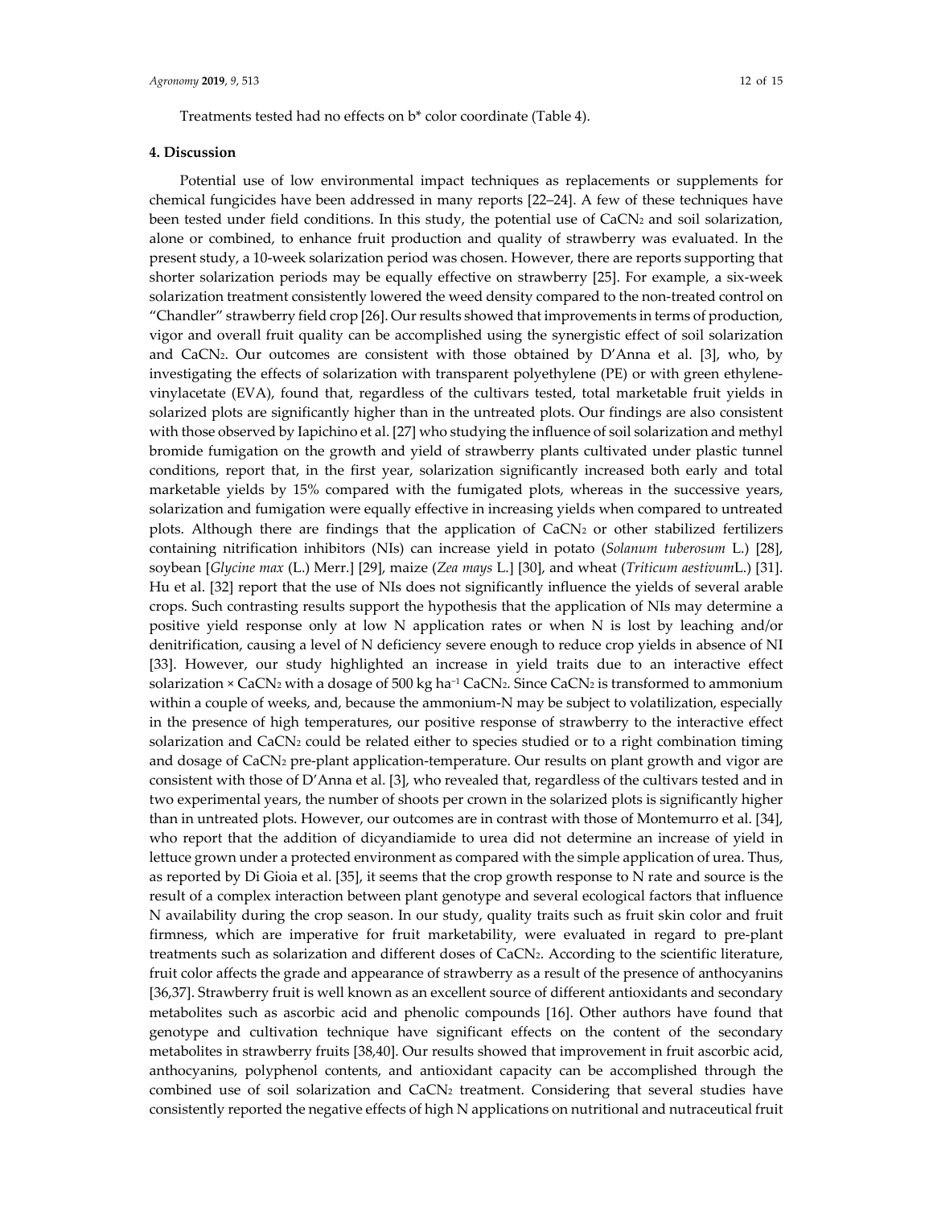Treatments tested had no effects on b* color coordinate (Table 4).

## 4. Discussion

Potential use of low environmental impact techniques as replacements or supplements for chemical fungicides have been addressed in many reports [22–24]. A few of these techniques have been tested under field conditions. In this study, the potential use of $CaCN_2$ and soil solarization, alone or combined, to enhance fruit production and quality of strawberry was evaluated. In the present study, a 10-week solarization period was chosen. However, there are reports supporting that shorter solarization periods may be equally effective on strawberry [25]. For example, a six-week solarization treatment consistently lowered the weed density compared to the non-treated control on "Chandler" strawberry field crop [26]. Our results showed that improvements in terms of production, vigor and overall fruit quality can be accomplished using the synergistic effect of soil solarization and $CaCN_2$. Our outcomes are consistent with those obtained by D'Anna et al. [3], who, by investigating the effects of solarization with transparent polyethylene (PE) or with green ethylene-vinylacetate (EVA), found that, regardless of the cultivars tested, total marketable fruit yields in solarized plots are significantly higher than in the untreated plots. Our findings are also consistent with those observed by Iapichino et al. [27] who studying the influence of soil solarization and methyl bromide fumigation on the growth and yield of strawberry plants cultivated under plastic tunnel conditions, report that, in the first year, solarization significantly increased both early and total marketable yields by 15% compared with the fumigated plots, whereas in the successive years, solarization and fumigation were equally effective in increasing yields when compared to untreated plots. Although there are findings that the application of $CaCN_2$ or other stabilized fertilizers containing nitrification inhibitors (NIs) can increase yield in potato (*Solanum tuberosum* L.) [28], soybean [*Glycine max* (L.) Merr.] [29], maize (*Zea mays* L.] [30], and wheat (*Triticum aestivum*L.) [31]. Hu et al. [32] report that the use of NIs does not significantly influence the yields of several arable crops. Such contrasting results support the hypothesis that the application of NIs may determine a positive yield response only at low N application rates or when N is lost by leaching and/or denitrification, causing a level of N deficiency severe enough to reduce crop yields in absence of NI [33]. However, our study highlighted an increase in yield traits due to an interactive effect solarization × $CaCN_2$ with a dosage of 500 kg $ha^{-1}$ $CaCN_2$. Since $CaCN_2$ is transformed to ammonium within a couple of weeks, and, because the ammonium-N may be subject to volatilization, especially in the presence of high temperatures, our positive response of strawberry to the interactive effect solarization and $CaCN_2$ could be related either to species studied or to a right combination timing and dosage of $CaCN_2$ pre-plant application-temperature. Our results on plant growth and vigor are consistent with those of D'Anna et al. [3], who revealed that, regardless of the cultivars tested and in two experimental years, the number of shoots per crown in the solarized plots is significantly higher than in untreated plots. However, our outcomes are in contrast with those of Montemurro et al. [34], who report that the addition of dicyandiamide to urea did not determine an increase of yield in lettuce grown under a protected environment as compared with the simple application of urea. Thus, as reported by Di Gioia et al. [35], it seems that the crop growth response to N rate and source is the result of a complex interaction between plant genotype and several ecological factors that influence N availability during the crop season. In our study, quality traits such as fruit skin color and fruit firmness, which are imperative for fruit marketability, were evaluated in regard to pre-plant treatments such as solarization and different doses of $CaCN_2$. According to the scientific literature, fruit color affects the grade and appearance of strawberry as a result of the presence of anthocyanins [36,37]. Strawberry fruit is well known as an excellent source of different antioxidants and secondary metabolites such as ascorbic acid and phenolic compounds [16]. Other authors have found that genotype and cultivation technique have significant effects on the content of the secondary metabolites in strawberry fruits [38,40]. Our results showed that improvement in fruit ascorbic acid, anthocyanins, polyphenol contents, and antioxidant capacity can be accomplished through the combined use of soil solarization and $CaCN_2$ treatment. Considering that several studies have consistently reported the negative effects of high N applications on nutritional and nutraceutical fruit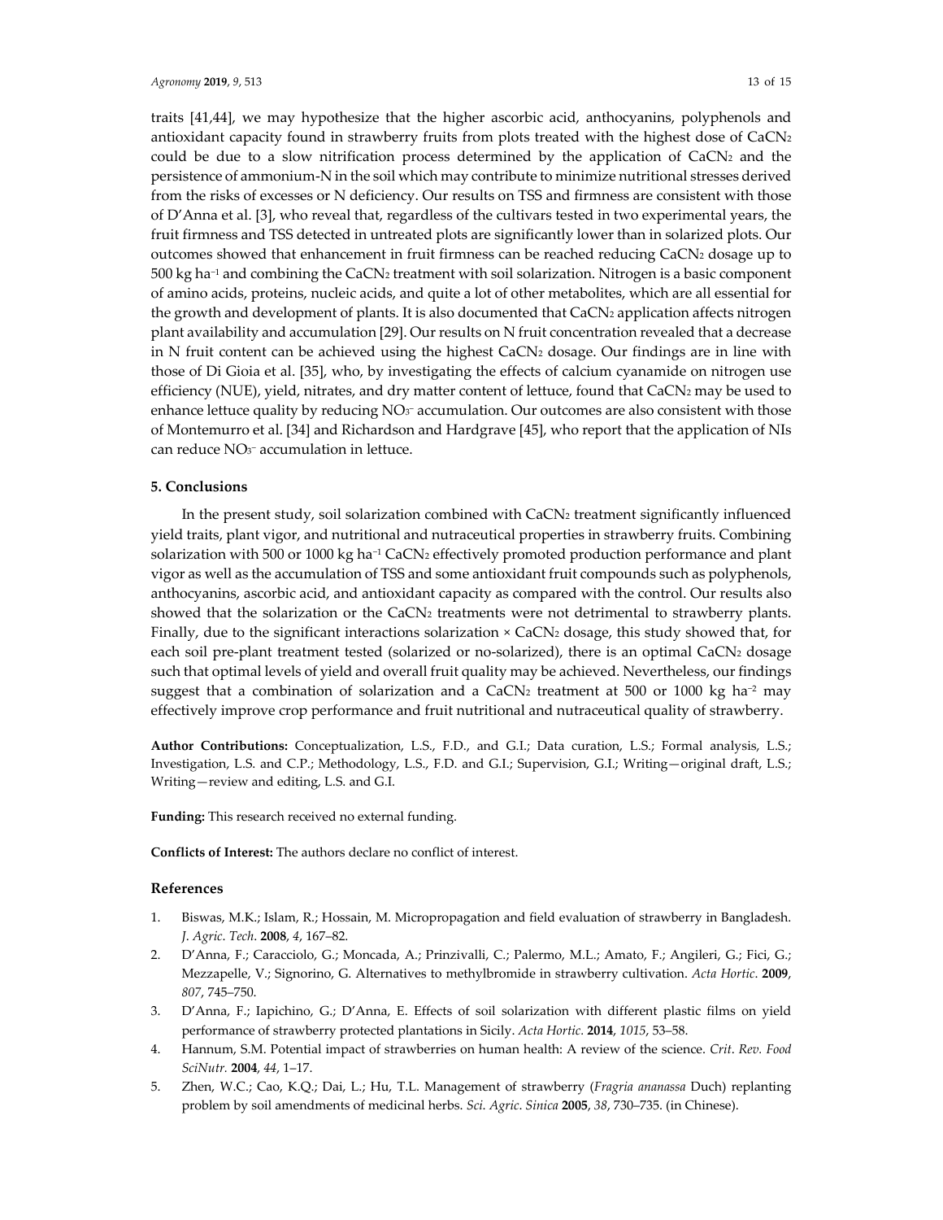traits [41,44], we may hypothesize that the higher ascorbic acid, anthocyanins, polyphenols and antioxidant capacity found in strawberry fruits from plots treated with the highest dose of $CaCN_2$ could be due to a slow nitrification process determined by the application of $CaCN_2$ and the persistence of ammonium-N in the soil which may contribute to minimize nutritional stresses derived from the risks of excesses or N deficiency. Our results on TSS and firmness are consistent with those of D'Anna et al. [3], who reveal that, regardless of the cultivars tested in two experimental years, the fruit firmness and TSS detected in untreated plots are significantly lower than in solarized plots. Our outcomes showed that enhancement in fruit firmness can be reached reducing $CaCN_2$ dosage up to 500 kg $ha^{-1}$ and combining the $CaCN_2$ treatment with soil solarization. Nitrogen is a basic component of amino acids, proteins, nucleic acids, and quite a lot of other metabolites, which are all essential for the growth and development of plants. It is also documented that $CaCN_2$ application affects nitrogen plant availability and accumulation [29]. Our results on N fruit concentration revealed that a decrease in N fruit content can be achieved using the highest $CaCN_2$ dosage. Our findings are in line with those of Di Gioia et al. [35], who, by investigating the effects of calcium cyanamide on nitrogen use efficiency (NUE), yield, nitrates, and dry matter content of lettuce, found that $CaCN_2$ may be used to enhance lettuce quality by reducing $NO_3^-$ accumulation. Our outcomes are also consistent with those of Montemurro et al. [34] and Richardson and Hardgrave [45], who report that the application of NIs can reduce $NO_3^-$ accumulation in lettuce.

## 5. Conclusions

In the present study, soil solarization combined with $CaCN_2$ treatment significantly influenced yield traits, plant vigor, and nutritional and nutraceutical properties in strawberry fruits. Combining solarization with 500 or 1000 kg $ha^{-1}$ $CaCN_2$ effectively promoted production performance and plant vigor as well as the accumulation of TSS and some antioxidant fruit compounds such as polyphenols, anthocyanins, ascorbic acid, and antioxidant capacity as compared with the control. Our results also showed that the solarization or the $CaCN_2$ treatments were not detrimental to strawberry plants. Finally, due to the significant interactions solarization × $CaCN_2$ dosage, this study showed that, for each soil pre-plant treatment tested (solarized or no-solarized), there is an optimal $CaCN_2$ dosage such that optimal levels of yield and overall fruit quality may be achieved. Nevertheless, our findings suggest that a combination of solarization and a $CaCN_2$ treatment at 500 or 1000 kg $ha^{-2}$ may effectively improve crop performance and fruit nutritional and nutraceutical quality of strawberry.

**Author Contributions:** Conceptualization, L.S., F.D., and G.I.; Data curation, L.S.; Formal analysis, L.S.; Investigation, L.S. and C.P.; Methodology, L.S., F.D. and G.I.; Supervision, G.I.; Writing—original draft, L.S.; Writing—review and editing, L.S. and G.I.

**Funding:** This research received no external funding.

**Conflicts of Interest:** The authors declare no conflict of interest.

## References

1. Biswas, M.K.; Islam, R.; Hossain, M. Micropropagation and field evaluation of strawberry in Bangladesh. *J. Agric. Tech*. **2008**, *4*, 167–82.
2. D'Anna, F.; Caracciolo, G.; Moncada, A.; Prinzivalli, C.; Palermo, M.L.; Amato, F.; Angileri, G.; Fici, G.; Mezzapelle, V.; Signorino, G. Alternatives to methylbromide in strawberry cultivation. *Acta Hortic*. **2009**, *807*, 745–750.
3. D'Anna, F.; Iapichino, G.; D'Anna, E. Effects of soil solarization with different plastic films on yield performance of strawberry protected plantations in Sicily. *Acta Hortic*. **2014**, *1015*, 53–58.
4. Hannum, S.M. Potential impact of strawberries on human health: A review of the science. *Crit. Rev. Food SciNutr.* **2004**, *44*, 1–17.
5. Zhen, W.C.; Cao, K.Q.; Dai, L.; Hu, T.L. Management of strawberry (*Fragria ananassa* Duch) replanting problem by soil amendments of medicinal herbs. *Sci. Agric. Sinica* **2005**, *38*, 730–735. (in Chinese).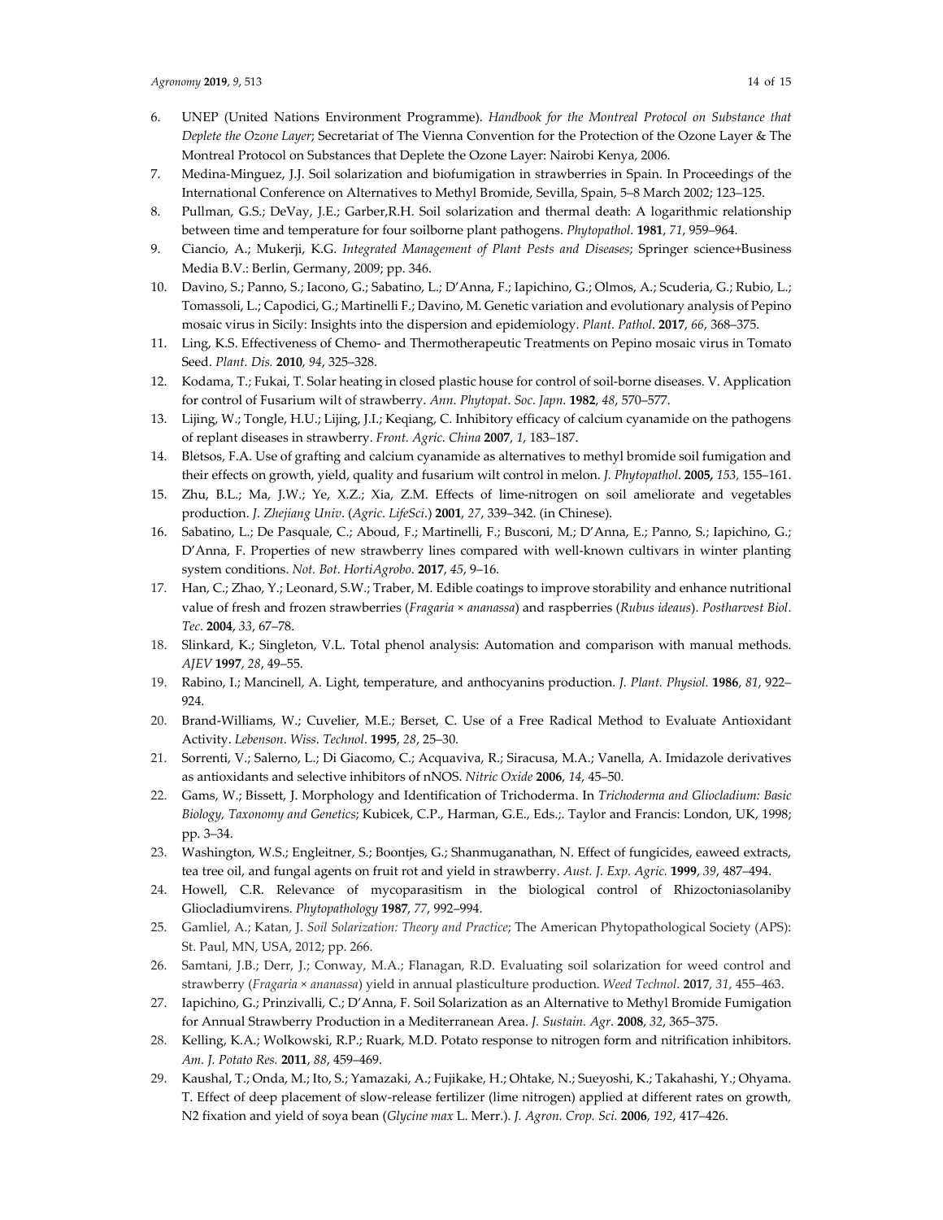6. UNEP (United Nations Environment Programme). *Handbook for the Montreal Protocol on Substance that Deplete the Ozone Layer*; Secretariat of The Vienna Convention for the Protection of the Ozone Layer & The Montreal Protocol on Substances that Deplete the Ozone Layer: Nairobi Kenya, 2006.
7. Medina-Minguez, J.J. Soil solarization and biofumigation in strawberries in Spain. In Proceedings of the International Conference on Alternatives to Methyl Bromide, Sevilla, Spain, 5–8 March 2002; 123–125.
8. Pullman, G.S.; DeVay, J.E.; Garber,R.H. Soil solarization and thermal death: A logarithmic relationship between time and temperature for four soilborne plant pathogens. *Phytopathol*. **1981**, *71*, 959–964.
9. Ciancio, A.; Mukerji, K.G. *Integrated Management of Plant Pests and Diseases*; Springer science+Business Media B.V.: Berlin, Germany, 2009; pp. 346.
10. Davino, S.; Panno, S.; Iacono, G.; Sabatino, L.; D'Anna, F.; Iapichino, G.; Olmos, A.; Scuderia, G.; Rubio, L.; Tomassoli, L.; Capodici, G.; Martinelli F.; Davino, M. Genetic variation and evolutionary analysis of Pepino mosaic virus in Sicily: Insights into the dispersion and epidemiology. *Plant. Pathol*. **2017**, *66*, 368–375.
11. Ling, K.S. Effectiveness of Chemo- and Thermotherapeutic Treatments on Pepino mosaic virus in Tomato Seed. *Plant. Dis.* **2010**, *94*, 325–328.
12. Kodama, T.; Fukai, T. Solar heating in closed plastic house for control of soil-borne diseases. V. Application for control of Fusarium wilt of strawberry. *Ann*. *Phytopat*. *Soc*. *Japn*. **1982**, *48*, 570–577.
13. Lijing, W.; Tongle, H.U.; Lijing, J.I.; Keqiang, C. Inhibitory efficacy of calcium cyanamide on the pathogens of replant diseases in strawberry. *Front. Agric. China* **2007**, *1*, 183–187.
14. Bletsos, F.A. Use of grafting and calcium cyanamide as alternatives to methyl bromide soil fumigation and their effects on growth, yield, quality and fusarium wilt control in melon. *J. Phytopathol*. **2005,** *153,* 155–161.
15. Zhu, B.L.; Ma, J.W.; Ye, X.Z.; Xia, Z.M. Effects of lime-nitrogen on soil ameliorate and vegetables production. *J. Zhejiang Univ*. (*Agric*. *LifeSci*.) **2001**, *27*, 339–342. (in Chinese).
16. Sabatino, L.; De Pasquale, C.; Aboud, F.; Martinelli, F.; Busconi, M.; D'Anna, E.; Panno, S.; Iapichino, G.; D'Anna, F. Properties of new strawberry lines compared with well-known cultivars in winter planting system conditions. *Not. Bot*. *HortiAgrobo*. **2017**, *45*, 9–16.
17. Han, C.; Zhao, Y.; Leonard, S.W.; Traber, M. Edible coatings to improve storability and enhance nutritional value of fresh and frozen strawberries (*Fragaria* × *ananassa*) and raspberries (*Rubus ideaus*). *Postharvest Biol*. *Tec*. **2004**, *33*, 67–78.
18. Slinkard, K.; Singleton, V.L. Total phenol analysis: Automation and comparison with manual methods. *AJEV* **1997**, *28*, 49–55.
19. Rabino, I.; Mancinell, A. Light, temperature, and anthocyanins production. *J. Plant. Physiol.* **1986**, *81*, 922–924.
20. Brand-Williams, W.; Cuvelier, M.E.; Berset, C. Use of a Free Radical Method to Evaluate Antioxidant Activity. *Lebenson*. *Wiss*. *Technol*. **1995**, *28*, 25–30.
21. Sorrenti, V.; Salerno, L.; Di Giacomo, C.; Acquaviva, R.; Siracusa, M.A.; Vanella, A. Imidazole derivatives as antioxidants and selective inhibitors of nNOS. *Nitric Oxide* **2006**, *14*, 45–50.
22. Gams, W.; Bissett, J. Morphology and Identification of Trichoderma. In *Trichoderma and Gliocladium: Basic Biology, Taxonomy and Genetics*; Kubicek, C.P., Harman, G.E., Eds.;. Taylor and Francis: London, UK, 1998; pp. 3–34.
23. Washington, W.S.; Engleitner, S.; Boontjes, G.; Shanmuganathan, N. Effect of fungicides, eaweed extracts, tea tree oil, and fungal agents on fruit rot and yield in strawberry. *Aust. J. Exp. Agric.* **1999**, *39*, 487–494.
24. Howell, C.R. Relevance of mycoparasitism in the biological control of Rhizoctoniasolaniby Gliocladiumvirens. *Phytopathology* **1987**, *77*, 992–994.
25. Gamliel, A.; Katan, J. *Soil Solarization: Theory and Practice*; The American Phytopathological Society (APS): St. Paul, MN, USA, 2012; pp. 266.
26. Samtani, J.B.; Derr, J.; Conway, M.A.; Flanagan, R.D. Evaluating soil solarization for weed control and strawberry (*Fragaria* × *ananassa*) yield in annual plasticulture production. *Weed Technol*. **2017**, *31*, 455–463.
27. Iapichino, G.; Prinzivalli, C.; D'Anna, F. Soil Solarization as an Alternative to Methyl Bromide Fumigation for Annual Strawberry Production in a Mediterranean Area. *J. Sustain. Agr*. **2008**, *32*, 365–375.
28. Kelling, K.A.; Wolkowski, R.P.; Ruark, M.D. Potato response to nitrogen form and nitrification inhibitors. *Am. J. Potato Res.* **2011**, *88*, 459–469.
29. Kaushal, T.; Onda, M.; Ito, S.; Yamazaki, A.; Fujikake, H.; Ohtake, N.; Sueyoshi, K.; Takahashi, Y.; Ohyama. T. Effect of deep placement of slow-release fertilizer (lime nitrogen) applied at different rates on growth, N2 fixation and yield of soya bean (*Glycine max* L. Merr.). *J. Agron. Crop. Sci.* **2006**, *192*, 417–426.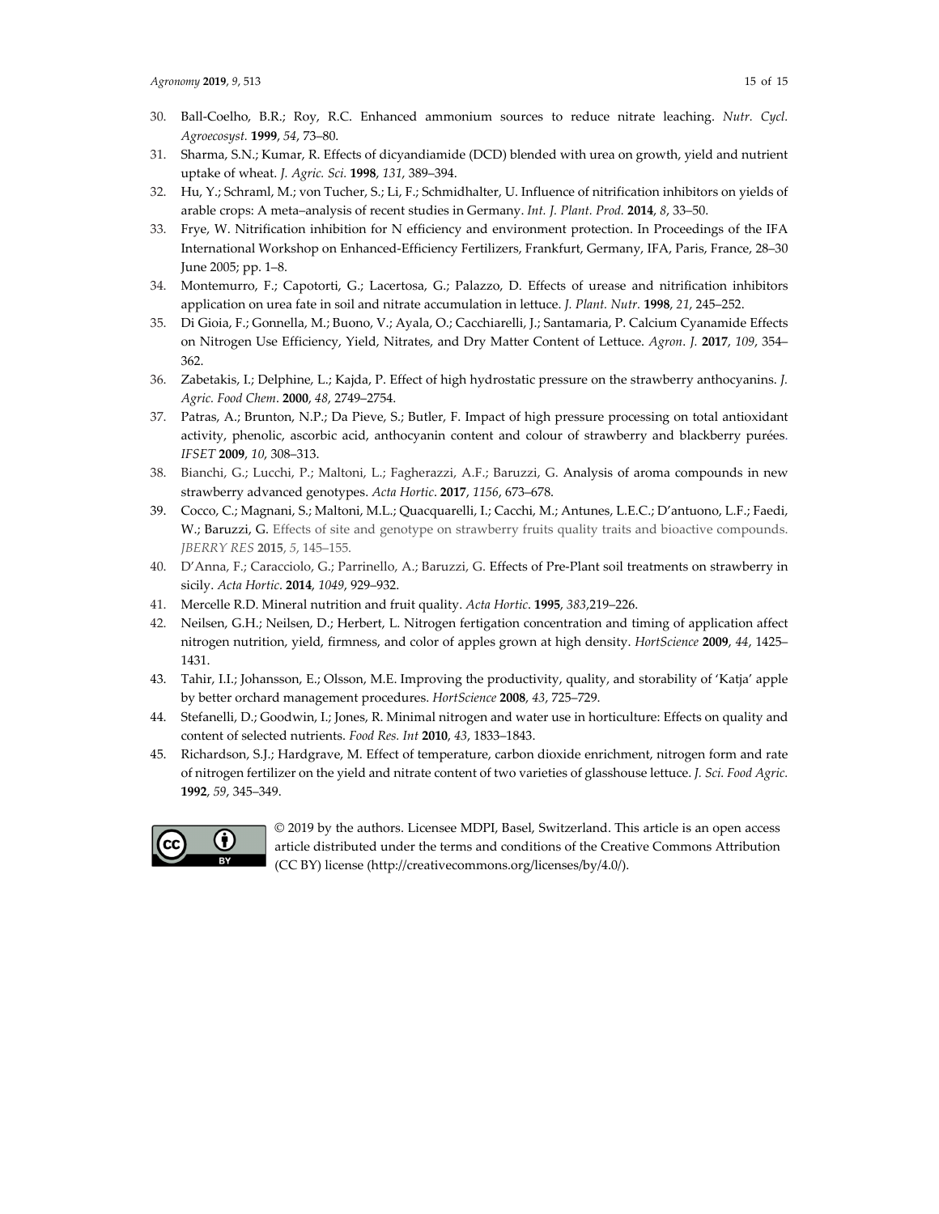30. Ball-Coelho, B.R.; Roy, R.C. Enhanced ammonium sources to reduce nitrate leaching. *Nutr. Cycl. Agroecosyst.* **1999**, *54*, 73–80.
31. Sharma, S.N.; Kumar, R. Effects of dicyandiamide (DCD) blended with urea on growth, yield and nutrient uptake of wheat. *J. Agric. Sci.* **1998**, *131*, 389–394.
32. Hu, Y.; Schraml, M.; von Tucher, S.; Li, F.; Schmidhalter, U. Influence of nitrification inhibitors on yields of arable crops: A meta–analysis of recent studies in Germany. *Int. J. Plant. Prod.* **2014**, *8*, 33–50.
33. Frye, W. Nitrification inhibition for N efficiency and environment protection. In Proceedings of the IFA International Workshop on Enhanced-Efficiency Fertilizers, Frankfurt, Germany, IFA, Paris, France, 28–30 June 2005; pp. 1–8.
34. Montemurro, F.; Capotorti, G.; Lacertosa, G.; Palazzo, D. Effects of urease and nitrification inhibitors application on urea fate in soil and nitrate accumulation in lettuce. *J. Plant. Nutr.* **1998**, *21*, 245–252.
35. Di Gioia, F.; Gonnella, M.; Buono, V.; Ayala, O.; Cacchiarelli, J.; Santamaria, P. Calcium Cyanamide Effects on Nitrogen Use Efficiency, Yield, Nitrates, and Dry Matter Content of Lettuce. *Agron. J.* **2017**, *109*, 354–362.
36. Zabetakis, I.; Delphine, L.; Kajda, P. Effect of high hydrostatic pressure on the strawberry anthocyanins. *J. Agric. Food Chem.* **2000**, *48*, 2749–2754.
37. Patras, A.; Brunton, N.P.; Da Pieve, S.; Butler, F. Impact of high pressure processing on total antioxidant activity, phenolic, ascorbic acid, anthocyanin content and colour of strawberry and blackberry purées. *IFSET* **2009**, *10*, 308–313.
38. Bianchi, G.; Lucchi, P.; Maltoni, L.; Fagherazzi, A.F.; Baruzzi, G. Analysis of aroma compounds in new strawberry advanced genotypes. *Acta Hortic.* **2017**, *1156*, 673–678.
39. Cocco, C.; Magnani, S.; Maltoni, M.L.; Quacquarelli, I.; Cacchi, M.; Antunes, L.E.C.; D'antuono, L.F.; Faedi, W.; Baruzzi, G. Effects of site and genotype on strawberry fruits quality traits and bioactive compounds. *JBERRY RES* **2015**, *5*, 145–155.
40. D'Anna, F.; Caracciolo, G.; Parrinello, A.; Baruzzi, G. Effects of Pre-Plant soil treatments on strawberry in sicily. *Acta Hortic.* **2014**, *1049*, 929–932.
41. Mercelle R.D. Mineral nutrition and fruit quality. *Acta Hortic.* **1995**, *383*,219–226.
42. Neilsen, G.H.; Neilsen, D.; Herbert, L. Nitrogen fertigation concentration and timing of application affect nitrogen nutrition, yield, firmness, and color of apples grown at high density. *HortScience* **2009**, *44*, 1425–1431.
43. Tahir, I.I.; Johansson, E.; Olsson, M.E. Improving the productivity, quality, and storability of 'Katja' apple by better orchard management procedures. *HortScience* **2008**, *43*, 725–729.
44. Stefanelli, D.; Goodwin, I.; Jones, R. Minimal nitrogen and water use in horticulture: Effects on quality and content of selected nutrients. *Food Res. Int* **2010**, *43*, 1833–1843.
45. Richardson, S.J.; Hardgrave, M. Effect of temperature, carbon dioxide enrichment, nitrogen form and rate of nitrogen fertilizer on the yield and nitrate content of two varieties of glasshouse lettuce. *J. Sci. Food Agric.* **1992**, *59*, 345–349.

© 2019 by the authors. Licensee MDPI, Basel, Switzerland. This article is an open access article distributed under the terms and conditions of the Creative Commons Attribution (CC BY) license (http://creativecommons.org/licenses/by/4.0/).